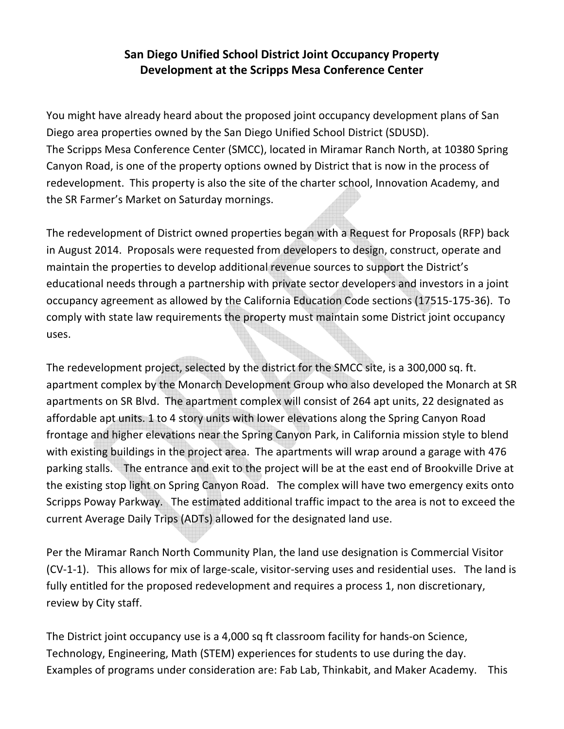# San Diego Unified School District Joint Occupancy Property Development at the Scripps Mesa Conference Center

You might have already heard about the proposed joint occupancy development plans of San Diego area properties owned by the San Diego Unified School District (SDUSD).
The Scripps Mesa Conference Center (SMCC), located in Miramar Ranch North, at 10380 Spring Canyon Road, is one of the property options owned by District that is now in the process of redevelopment. This property is also the site of the charter school, Innovation Academy, and the SR Farmer's Market on Saturday mornings.

The redevelopment of District owned properties began with a Request for Proposals (RFP) back in August 2014. Proposals were requested from developers to design, construct, operate and maintain the properties to develop additional revenue sources to support the District's educational needs through a partnership with private sector developers and investors in a joint occupancy agreement as allowed by the California Education Code sections (17515-175-36). To comply with state law requirements the property must maintain some District joint occupancy uses.

The redevelopment project, selected by the district for the SMCC site, is a 300,000 sq. ft. apartment complex by the Monarch Development Group who also developed the Monarch at SR apartments on SR Blvd. The apartment complex will consist of 264 apt units, 22 designated as affordable apt units. 1 to 4 story units with lower elevations along the Spring Canyon Road frontage and higher elevations near the Spring Canyon Park, in California mission style to blend with existing buildings in the project area. The apartments will wrap around a garage with 476 parking stalls. The entrance and exit to the project will be at the east end of Brookville Drive at the existing stop light on Spring Canyon Road. The complex will have two emergency exits onto Scripps Poway Parkway. The estimated additional traffic impact to the area is not to exceed the current Average Daily Trips (ADTs) allowed for the designated land use.

Per the Miramar Ranch North Community Plan, the land use designation is Commercial Visitor (CV-1-1). This allows for mix of large-scale, visitor-serving uses and residential uses. The land is fully entitled for the proposed redevelopment and requires a process 1, non discretionary, review by City staff.

The District joint occupancy use is a 4,000 sq ft classroom facility for hands-on Science, Technology, Engineering, Math (STEM) experiences for students to use during the day. Examples of programs under consideration are: Fab Lab, Thinkabit, and Maker Academy. This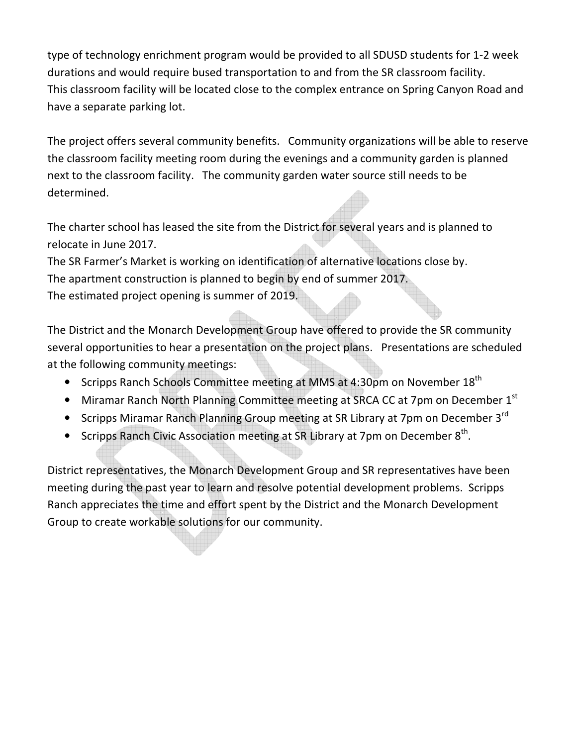type of technology enrichment program would be provided to all SDUSD students for 1-2 week durations and would require bused transportation to and from the SR classroom facility.
This classroom facility will be located close to the complex entrance on Spring Canyon Road and have a separate parking lot.

The project offers several community benefits. Community organizations will be able to reserve the classroom facility meeting room during the evenings and a community garden is planned next to the classroom facility. The community garden water source still needs to be determined.

The charter school has leased the site from the District for several years and is planned to relocate in June 2017.
The SR Farmer's Market is working on identification of alternative locations close by.
The apartment construction is planned to begin by end of summer 2017.
The estimated project opening is summer of 2019.

The District and the Monarch Development Group have offered to provide the SR community several opportunities to hear a presentation on the project plans. Presentations are scheduled at the following community meetings:

- Scripps Ranch Schools Committee meeting at MMS at 4:30pm on November 18th
- Miramar Ranch North Planning Committee meeting at SRCA CC at 7pm on December 1st
- Scripps Miramar Ranch Planning Group meeting at SR Library at 7pm on December 3rd
- Scripps Ranch Civic Association meeting at SR Library at 7pm on December 8th.

District representatives, the Monarch Development Group and SR representatives have been meeting during the past year to learn and resolve potential development problems. Scripps Ranch appreciates the time and effort spent by the District and the Monarch Development Group to create workable solutions for our community.